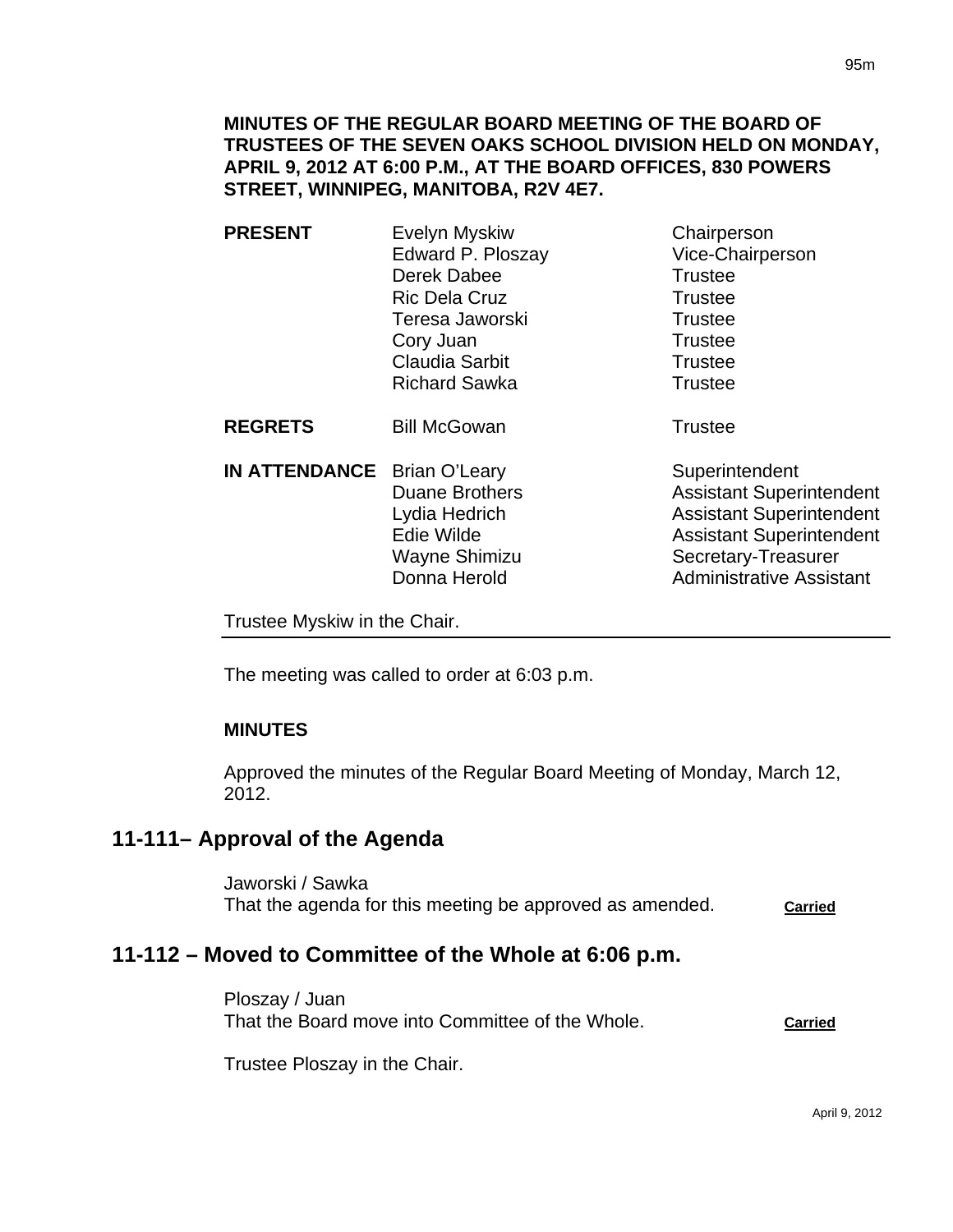**MINUTES OF THE REGULAR BOARD MEETING OF THE BOARD OF TRUSTEES OF THE SEVEN OAKS SCHOOL DIVISION HELD ON MONDAY, APRIL 9, 2012 AT 6:00 P.M., AT THE BOARD OFFICES, 830 POWERS STREET, WINNIPEG, MANITOBA, R2V 4E7.**

| | | |
|---|---|---|
| **PRESENT** | Evelyn Myskiw | Chairperson |
| | Edward P. Ploszay | Vice-Chairperson |
| | Derek Dabee | Trustee |
| | Ric Dela Cruz | Trustee |
| | Teresa Jaworski | Trustee |
| | Cory Juan | Trustee |
| | Claudia Sarbit | Trustee |
| | Richard Sawka | Trustee |
| **REGRETS** | Bill McGowan | Trustee |
| **IN ATTENDANCE** | Brian O'Leary | Superintendent |
| | Duane Brothers | Assistant Superintendent |
| | Lydia Hedrich | Assistant Superintendent |
| | Edie Wilde | Assistant Superintendent |
| | Wayne Shimizu | Secretary-Treasurer |
| | Donna Herold | Administrative Assistant |

Trustee Myskiw in the Chair.

The meeting was called to order at 6:03 p.m.

**MINUTES**

Approved the minutes of the Regular Board Meeting of Monday, March 12, 2012.

## 11-111– Approval of the Agenda

Jaworski / Sawka
That the agenda for this meeting be approved as amended. **Carried**

## 11-112 – Moved to Committee of the Whole at 6:06 p.m.

Ploszay / Juan
That the Board move into Committee of the Whole. **Carried**

Trustee Ploszay in the Chair.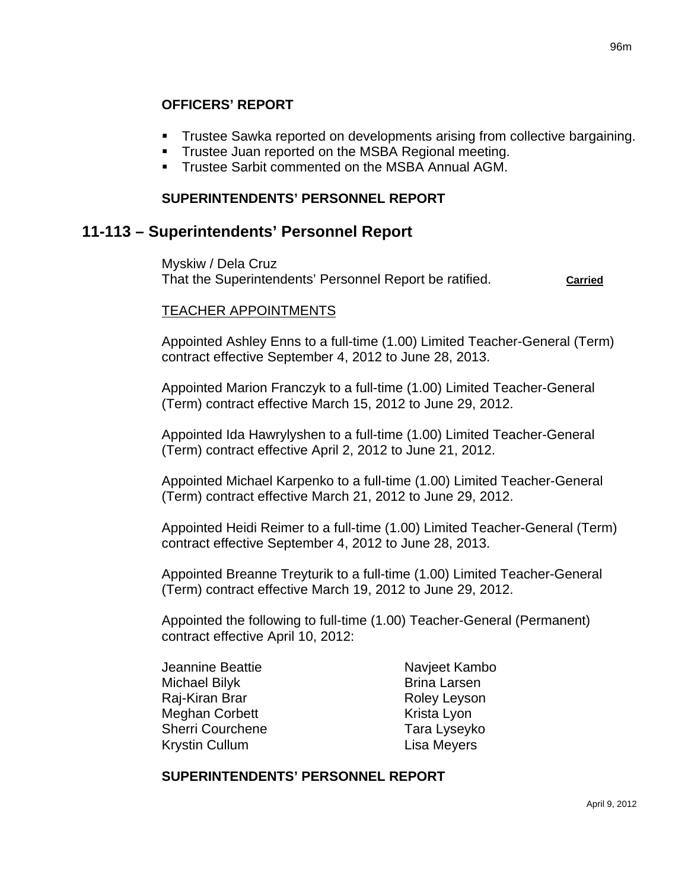### OFFICERS' REPORT

- Trustee Sawka reported on developments arising from collective bargaining.
- Trustee Juan reported on the MSBA Regional meeting.
- Trustee Sarbit commented on the MSBA Annual AGM.

### SUPERINTENDENTS' PERSONNEL REPORT

## 11-113 – Superintendents' Personnel Report

Myskiw / Dela Cruz
That the Superintendents' Personnel Report be ratified. **Carried**

TEACHER APPOINTMENTS

Appointed Ashley Enns to a full-time (1.00) Limited Teacher-General (Term) contract effective September 4, 2012 to June 28, 2013.

Appointed Marion Franczyk to a full-time (1.00) Limited Teacher-General (Term) contract effective March 15, 2012 to June 29, 2012.

Appointed Ida Hawrylyshen to a full-time (1.00) Limited Teacher-General (Term) contract effective April 2, 2012 to June 21, 2012.

Appointed Michael Karpenko to a full-time (1.00) Limited Teacher-General (Term) contract effective March 21, 2012 to June 29, 2012.

Appointed Heidi Reimer to a full-time (1.00) Limited Teacher-General (Term) contract effective September 4, 2012 to June 28, 2013.

Appointed Breanne Treyturik to a full-time (1.00) Limited Teacher-General (Term) contract effective March 19, 2012 to June 29, 2012.

Appointed the following to full-time (1.00) Teacher-General (Permanent) contract effective April 10, 2012:

Jeannine Beattie
Michael Bilyk
Raj-Kiran Brar
Meghan Corbett
Sherri Courchene
Krystin Cullum
Navjeet Kambo
Brina Larsen
Roley Leyson
Krista Lyon
Tara Lyseyko
Lisa Meyers

### SUPERINTENDENTS' PERSONNEL REPORT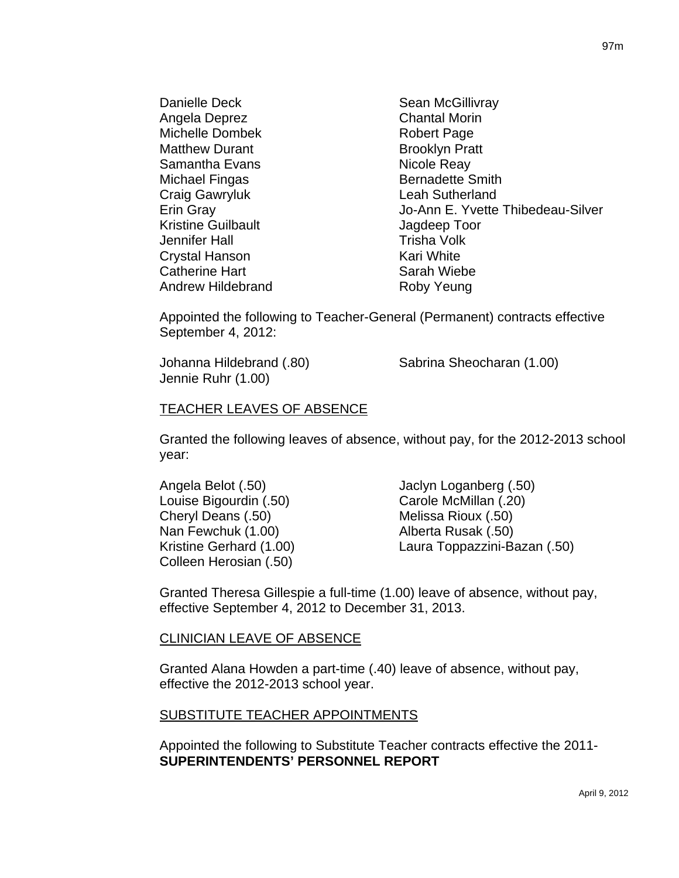Danielle Deck
Angela Deprez
Michelle Dombek
Matthew Durant
Samantha Evans
Michael Fingas
Craig Gawryluk
Erin Gray
Kristine Guilbault
Jennifer Hall
Crystal Hanson
Catherine Hart
Andrew Hildebrand
Sean McGillivray
Chantal Morin
Robert Page
Brooklyn Pratt
Nicole Reay
Bernadette Smith
Leah Sutherland
Jo-Ann E. Yvette Thibedeau-Silver
Jagdeep Toor
Trisha Volk
Kari White
Sarah Wiebe
Roby Yeung

Appointed the following to Teacher-General (Permanent) contracts effective September 4, 2012:

Johanna Hildebrand (.80)
Jennie Ruhr (1.00)
Sabrina Sheocharan (1.00)

TEACHER LEAVES OF ABSENCE

Granted the following leaves of absence, without pay, for the 2012-2013 school year:

Angela Belot (.50)
Louise Bigourdin (.50)
Cheryl Deans (.50)
Nan Fewchuk (1.00)
Kristine Gerhard (1.00)
Colleen Herosian (.50)
Jaclyn Loganberg (.50)
Carole McMillan (.20)
Melissa Rioux (.50)
Alberta Rusak (.50)
Laura Toppazzini-Bazan (.50)

Granted Theresa Gillespie a full-time (1.00) leave of absence, without pay, effective September 4, 2012 to December 31, 2013.

CLINICIAN LEAVE OF ABSENCE

Granted Alana Howden a part-time (.40) leave of absence, without pay, effective the 2012-2013 school year.

SUBSTITUTE TEACHER APPOINTMENTS

Appointed the following to Substitute Teacher contracts effective the 2011-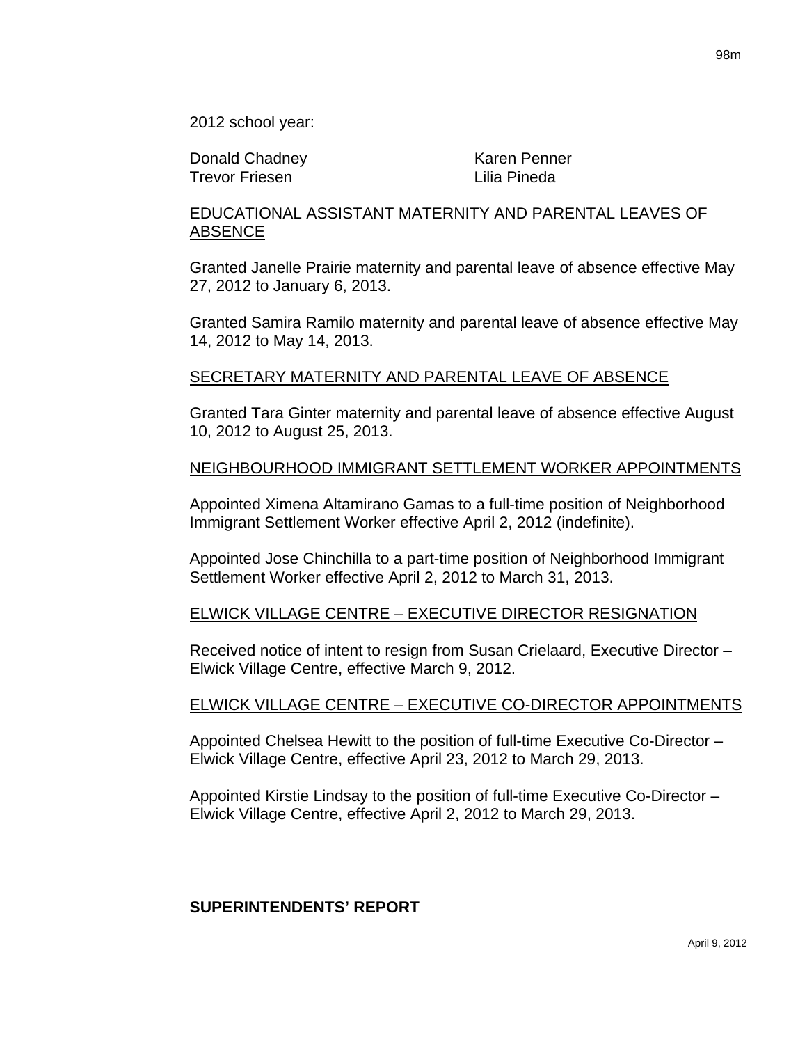2012 school year:

| | |
|---|---|
| Donald Chadney | Karen Penner |
| Trevor Friesen | Lilia Pineda |

EDUCATIONAL ASSISTANT MATERNITY AND PARENTAL LEAVES OF ABSENCE

Granted Janelle Prairie maternity and parental leave of absence effective May 27, 2012 to January 6, 2013.

Granted Samira Ramilo maternity and parental leave of absence effective May 14, 2012 to May 14, 2013.

SECRETARY MATERNITY AND PARENTAL LEAVE OF ABSENCE

Granted Tara Ginter maternity and parental leave of absence effective August 10, 2012 to August 25, 2013.

NEIGHBOURHOOD IMMIGRANT SETTLEMENT WORKER APPOINTMENTS

Appointed Ximena Altamirano Gamas to a full-time position of Neighborhood Immigrant Settlement Worker effective April 2, 2012 (indefinite).

Appointed Jose Chinchilla to a part-time position of Neighborhood Immigrant Settlement Worker effective April 2, 2012 to March 31, 2013.

ELWICK VILLAGE CENTRE – EXECUTIVE DIRECTOR RESIGNATION

Received notice of intent to resign from Susan Crielaard, Executive Director – Elwick Village Centre, effective March 9, 2012.

ELWICK VILLAGE CENTRE – EXECUTIVE CO-DIRECTOR APPOINTMENTS

Appointed Chelsea Hewitt to the position of full-time Executive Co-Director – Elwick Village Centre, effective April 23, 2012 to March 29, 2013.

Appointed Kirstie Lindsay to the position of full-time Executive Co-Director – Elwick Village Centre, effective April 2, 2012 to March 29, 2013.

**SUPERINTENDENTS' REPORT**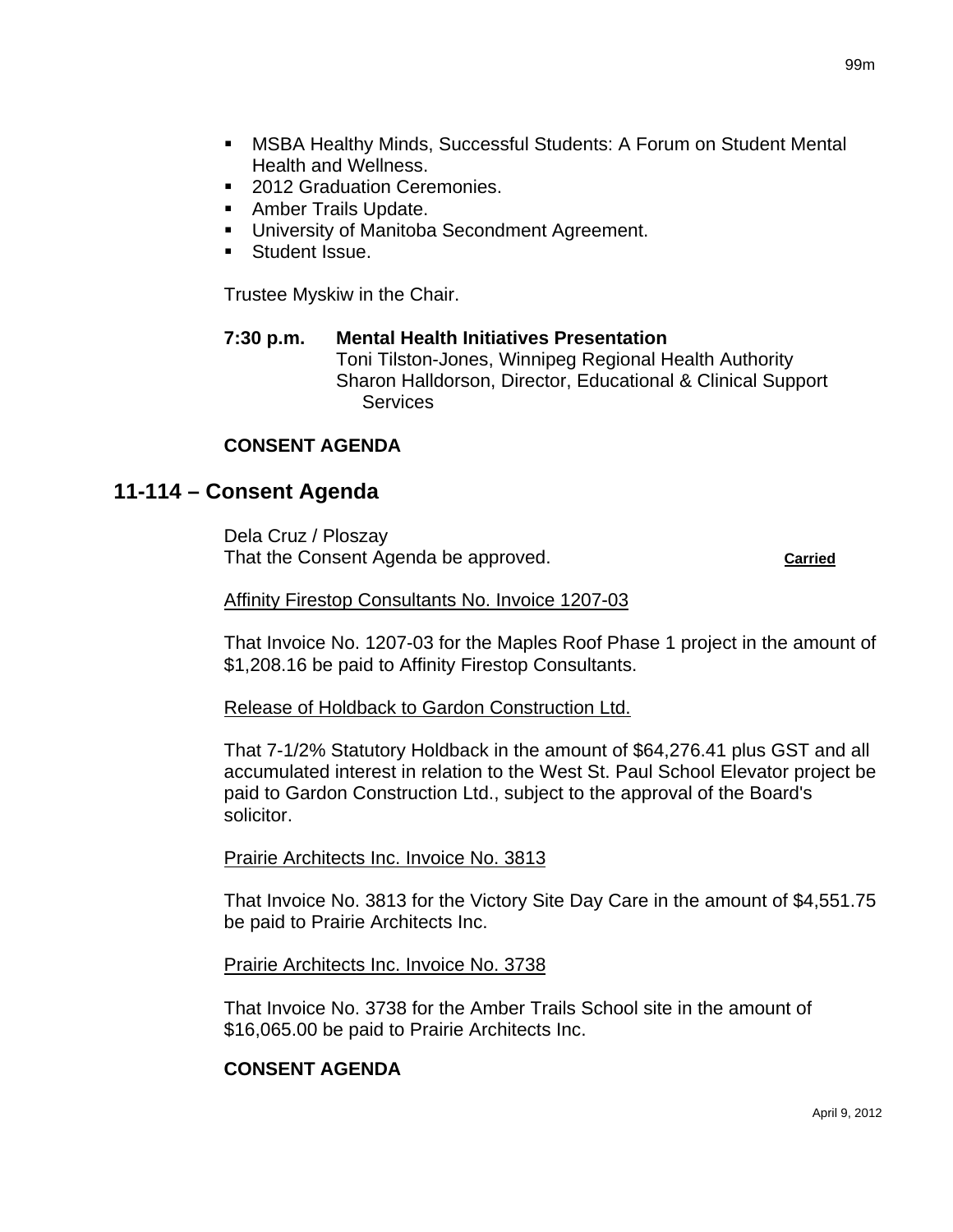- MSBA Healthy Minds, Successful Students: A Forum on Student Mental Health and Wellness.
- 2012 Graduation Ceremonies.
- Amber Trails Update.
- University of Manitoba Secondment Agreement.
- Student Issue.

Trustee Myskiw in the Chair.

**7:30 p.m. Mental Health Initiatives Presentation**
Toni Tilston-Jones, Winnipeg Regional Health Authority
Sharon Halldorson, Director, Educational & Clinical Support Services

**CONSENT AGENDA**

## 11-114 – Consent Agenda

Dela Cruz / Ploszay
That the Consent Agenda be approved. **Carried**

Affinity Firestop Consultants No. Invoice 1207-03

That Invoice No. 1207-03 for the Maples Roof Phase 1 project in the amount of $1,208.16 be paid to Affinity Firestop Consultants.

Release of Holdback to Gardon Construction Ltd.

That 7-1/2% Statutory Holdback in the amount of $64,276.41 plus GST and all accumulated interest in relation to the West St. Paul School Elevator project be paid to Gardon Construction Ltd., subject to the approval of the Board's solicitor.

Prairie Architects Inc. Invoice No. 3813

That Invoice No. 3813 for the Victory Site Day Care in the amount of $4,551.75 be paid to Prairie Architects Inc.

Prairie Architects Inc. Invoice No. 3738

That Invoice No. 3738 for the Amber Trails School site in the amount of $16,065.00 be paid to Prairie Architects Inc.

**CONSENT AGENDA**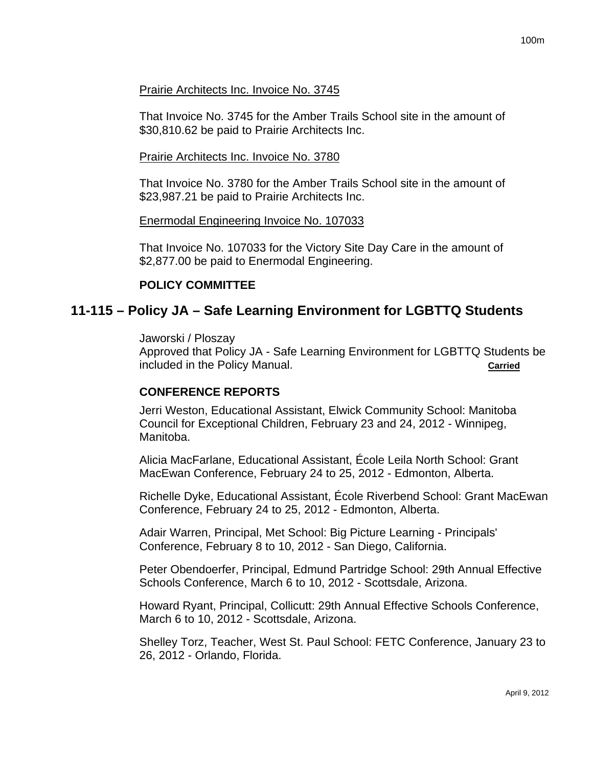Prairie Architects Inc. Invoice No. 3745

That Invoice No. 3745 for the Amber Trails School site in the amount of $30,810.62 be paid to Prairie Architects Inc.

Prairie Architects Inc. Invoice No. 3780

That Invoice No. 3780 for the Amber Trails School site in the amount of $23,987.21 be paid to Prairie Architects Inc.

Enermodal Engineering Invoice No. 107033

That Invoice No. 107033 for the Victory Site Day Care in the amount of $2,877.00 be paid to Enermodal Engineering.

**POLICY COMMITTEE**

## 11-115 – Policy JA – Safe Learning Environment for LGBTTQ Students

Jaworski / Ploszay
Approved that Policy JA - Safe Learning Environment for LGBTTQ Students be included in the Policy Manual. **Carried**

**CONFERENCE REPORTS**

Jerri Weston, Educational Assistant, Elwick Community School: Manitoba Council for Exceptional Children, February 23 and 24, 2012 - Winnipeg, Manitoba.

Alicia MacFarlane, Educational Assistant, École Leila North School: Grant MacEwan Conference, February 24 to 25, 2012 - Edmonton, Alberta.

Richelle Dyke, Educational Assistant, École Riverbend School: Grant MacEwan Conference, February 24 to 25, 2012 - Edmonton, Alberta.

Adair Warren, Principal, Met School: Big Picture Learning - Principals' Conference, February 8 to 10, 2012 - San Diego, California.

Peter Obendoerfer, Principal, Edmund Partridge School: 29th Annual Effective Schools Conference, March 6 to 10, 2012 - Scottsdale, Arizona.

Howard Ryant, Principal, Collicutt: 29th Annual Effective Schools Conference, March 6 to 10, 2012 - Scottsdale, Arizona.

Shelley Torz, Teacher, West St. Paul School: FETC Conference, January 23 to 26, 2012 - Orlando, Florida.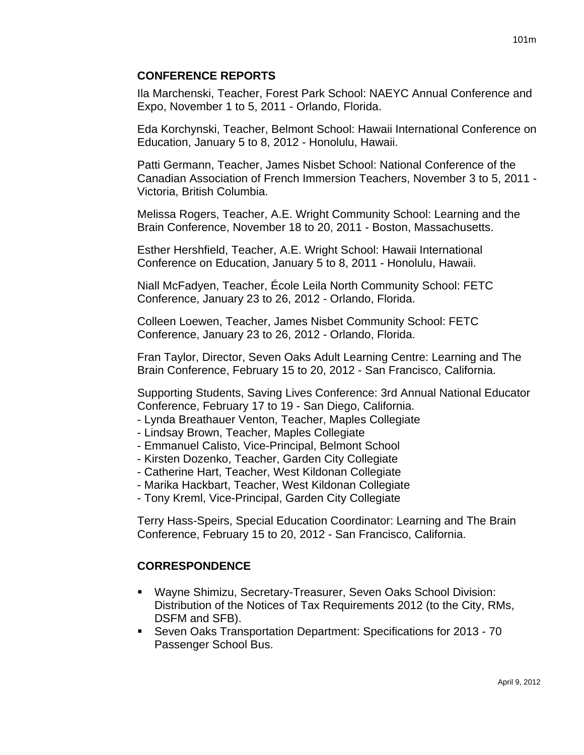## CONFERENCE REPORTS

Ila Marchenski, Teacher, Forest Park School: NAEYC Annual Conference and Expo, November 1 to 5, 2011 - Orlando, Florida.

Eda Korchynski, Teacher, Belmont School: Hawaii International Conference on Education, January 5 to 8, 2012 - Honolulu, Hawaii.

Patti Germann, Teacher, James Nisbet School: National Conference of the Canadian Association of French Immersion Teachers, November 3 to 5, 2011 - Victoria, British Columbia.

Melissa Rogers, Teacher, A.E. Wright Community School: Learning and the Brain Conference, November 18 to 20, 2011 - Boston, Massachusetts.

Esther Hershfield, Teacher, A.E. Wright School: Hawaii International Conference on Education, January 5 to 8, 2011 - Honolulu, Hawaii.

Niall McFadyen, Teacher, École Leila North Community School: FETC Conference, January 23 to 26, 2012 - Orlando, Florida.

Colleen Loewen, Teacher, James Nisbet Community School: FETC Conference, January 23 to 26, 2012 - Orlando, Florida.

Fran Taylor, Director, Seven Oaks Adult Learning Centre: Learning and The Brain Conference, February 15 to 20, 2012 - San Francisco, California.

Supporting Students, Saving Lives Conference: 3rd Annual National Educator Conference, February 17 to 19 - San Diego, California.
- Lynda Breathauer Venton, Teacher, Maples Collegiate
- Lindsay Brown, Teacher, Maples Collegiate
- Emmanuel Calisto, Vice-Principal, Belmont School
- Kirsten Dozenko, Teacher, Garden City Collegiate
- Catherine Hart, Teacher, West Kildonan Collegiate
- Marika Hackbart, Teacher, West Kildonan Collegiate
- Tony Kreml, Vice-Principal, Garden City Collegiate

Terry Hass-Speirs, Special Education Coordinator: Learning and The Brain Conference, February 15 to 20, 2012 - San Francisco, California.

## CORRESPONDENCE

- Wayne Shimizu, Secretary-Treasurer, Seven Oaks School Division: Distribution of the Notices of Tax Requirements 2012 (to the City, RMs, DSFM and SFB).
- Seven Oaks Transportation Department: Specifications for 2013 - 70 Passenger School Bus.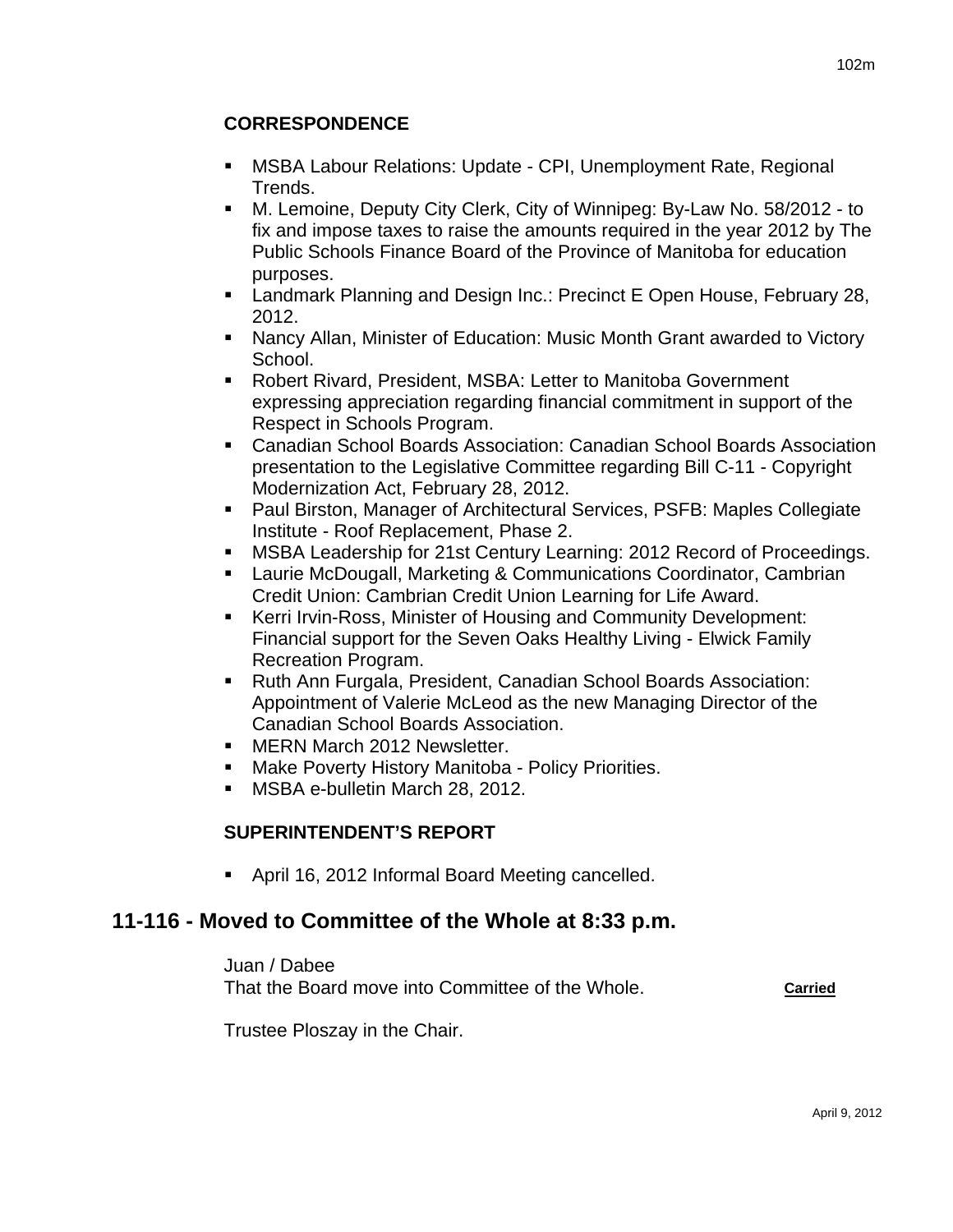### CORRESPONDENCE

- MSBA Labour Relations: Update - CPI, Unemployment Rate, Regional Trends.
- M. Lemoine, Deputy City Clerk, City of Winnipeg: By-Law No. 58/2012 - to fix and impose taxes to raise the amounts required in the year 2012 by The Public Schools Finance Board of the Province of Manitoba for education purposes.
- Landmark Planning and Design Inc.: Precinct E Open House, February 28, 2012.
- Nancy Allan, Minister of Education: Music Month Grant awarded to Victory School.
- Robert Rivard, President, MSBA: Letter to Manitoba Government expressing appreciation regarding financial commitment in support of the Respect in Schools Program.
- Canadian School Boards Association: Canadian School Boards Association presentation to the Legislative Committee regarding Bill C-11 - Copyright Modernization Act, February 28, 2012.
- Paul Birston, Manager of Architectural Services, PSFB: Maples Collegiate Institute - Roof Replacement, Phase 2.
- MSBA Leadership for 21st Century Learning: 2012 Record of Proceedings.
- Laurie McDougall, Marketing & Communications Coordinator, Cambrian Credit Union: Cambrian Credit Union Learning for Life Award.
- Kerri Irvin-Ross, Minister of Housing and Community Development: Financial support for the Seven Oaks Healthy Living - Elwick Family Recreation Program.
- Ruth Ann Furgala, President, Canadian School Boards Association: Appointment of Valerie McLeod as the new Managing Director of the Canadian School Boards Association.
- MERN March 2012 Newsletter.
- Make Poverty History Manitoba - Policy Priorities.
- MSBA e-bulletin March 28, 2012.

### SUPERINTENDENT'S REPORT

- April 16, 2012 Informal Board Meeting cancelled.

## 11-116 - Moved to Committee of the Whole at 8:33 p.m.

Juan / Dabee
That the Board move into Committee of the Whole. **Carried**

Trustee Ploszay in the Chair.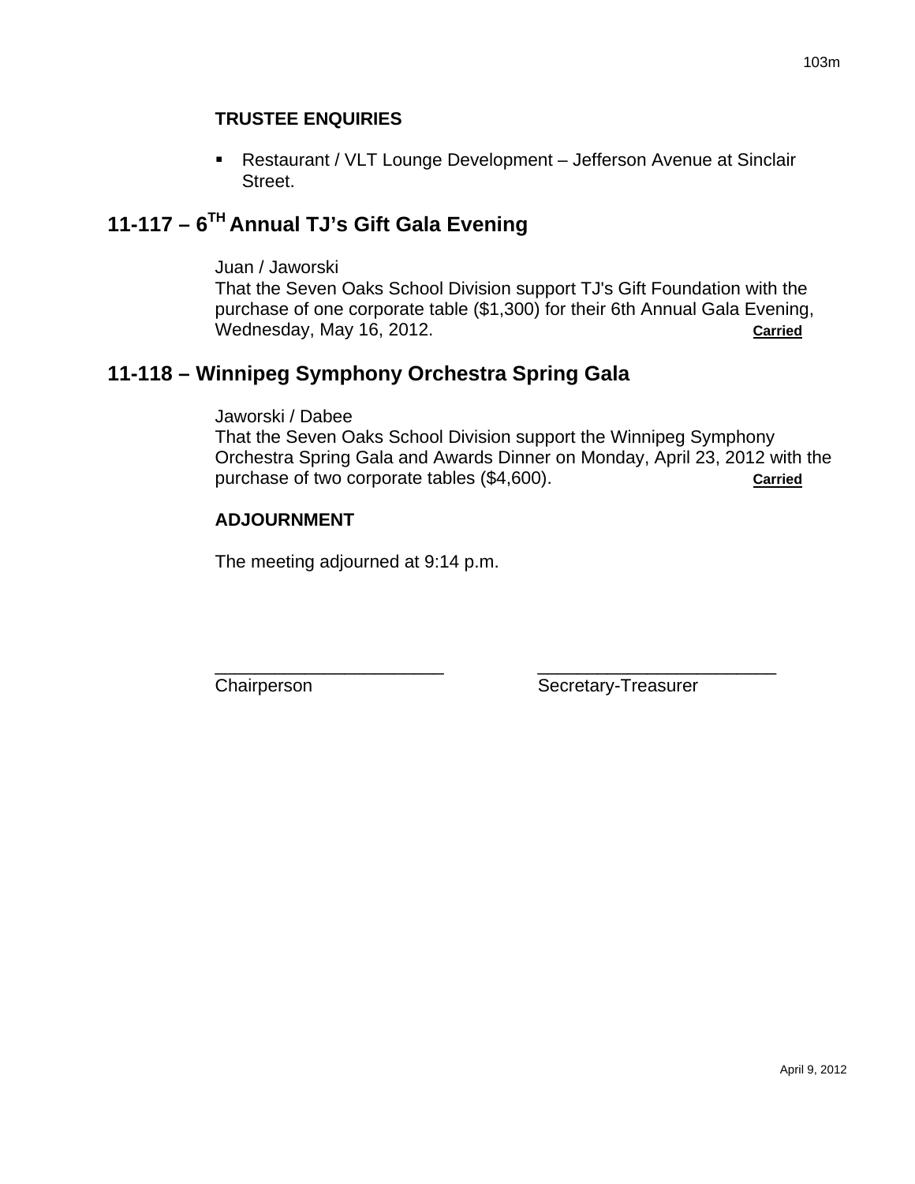**TRUSTEE ENQUIRIES**

- Restaurant / VLT Lounge Development – Jefferson Avenue at Sinclair Street.

## 11-117 – 6TH Annual TJ's Gift Gala Evening

Juan / Jaworski
That the Seven Oaks School Division support TJ's Gift Foundation with the purchase of one corporate table ($1,300) for their 6th Annual Gala Evening, Wednesday, May 16, 2012. **Carried**

## 11-118 – Winnipeg Symphony Orchestra Spring Gala

Jaworski / Dabee
That the Seven Oaks School Division support the Winnipeg Symphony Orchestra Spring Gala and Awards Dinner on Monday, April 23, 2012 with the purchase of two corporate tables ($4,600). **Carried**

**ADJOURNMENT**

The meeting adjourned at 9:14 p.m.

_______________________ _______________________
Chairperson Secretary-Treasurer